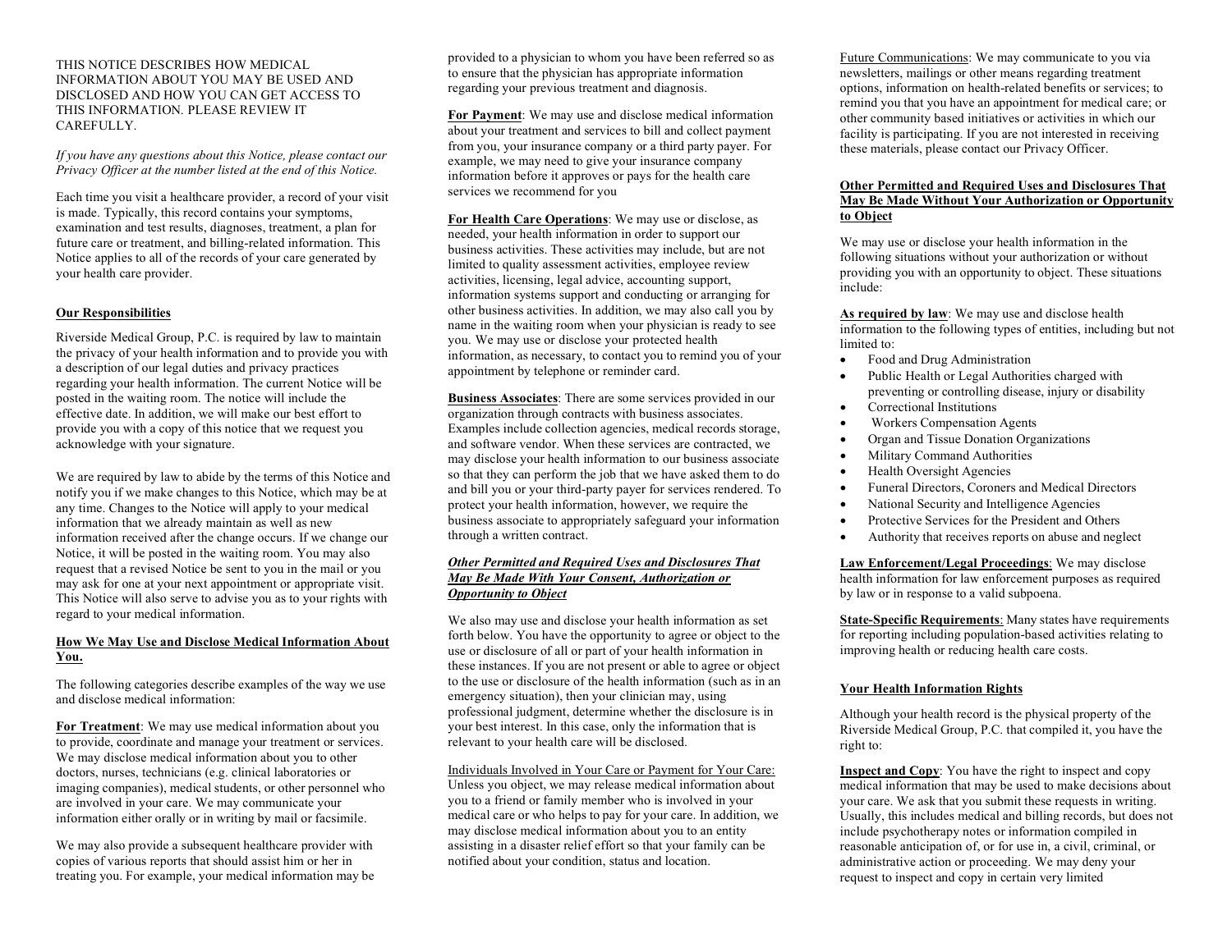THIS NOTICE DESCRIBES HOW MEDICAL INFORMATION ABOUT YOU MAY BE USED AND DISCLOSED AND HOW YOU CAN GET ACCESS TO THIS INFORMATION. PLEASE REVIEW IT CAREFULLY.

*If you have any questions about this Notice, please contact our Privacy Officer at the number listed at the end of this Notice.*

Each time you visit a healthcare provider, a record of your visit is made. Typically, this record contains your symptoms, examination and test results, diagnoses, treatment, a plan for future care or treatment, and billing-related information. This Notice applies to all of the records of your care generated by your health care provider.

## Our Responsibilities

Riverside Medical Group, P.C. is required by law to maintain the privacy of your health information and to provide you with a description of our legal duties and privacy practices regarding your health information. The current Notice will be posted in the waiting room. The notice will include the effective date. In addition, we will make our best effort to provide you with a copy of this notice that we request you acknowledge with your signature.

We are required by law to abide by the terms of this Notice and notify you if we make changes to this Notice, which may be at any time. Changes to the Notice will apply to your medical information that we already maintain as well as new information received after the change occurs. If we change our Notice, it will be posted in the waiting room. You may also request that a revised Notice be sent to you in the mail or you may ask for one at your next appointment or appropriate visit. This Notice will also serve to advise you as to your rights with regard to your medical information.

## How We May Use and Disclose Medical Information About You.

The following categories describe examples of the way we use and disclose medical information:

**For Treatment**: We may use medical information about you to provide, coordinate and manage your treatment or services. We may disclose medical information about you to other doctors, nurses, technicians (e.g. clinical laboratories or imaging companies), medical students, or other personnel who are involved in your care. We may communicate your information either orally or in writing by mail or facsimile.

We may also provide a subsequent healthcare provider with copies of various reports that should assist him or her in treating you. For example, your medical information may be provided to a physician to whom you have been referred so as to ensure that the physician has appropriate information regarding your previous treatment and diagnosis.

**For Payment**: We may use and disclose medical information about your treatment and services to bill and collect payment from you, your insurance company or a third party payer. For example, we may need to give your insurance company information before it approves or pays for the health care services we recommend for you

**For Health Care Operations**: We may use or disclose, as needed, your health information in order to support our business activities. These activities may include, but are not limited to quality assessment activities, employee review activities, licensing, legal advice, accounting support, information systems support and conducting or arranging for other business activities. In addition, we may also call you by name in the waiting room when your physician is ready to see you. We may use or disclose your protected health information, as necessary, to contact you to remind you of your appointment by telephone or reminder card.

**Business Associates**: There are some services provided in our organization through contracts with business associates. Examples include collection agencies, medical records storage, and software vendor. When these services are contracted, we may disclose your health information to our business associate so that they can perform the job that we have asked them to do and bill you or your third-party payer for services rendered. To protect your health information, however, we require the business associate to appropriately safeguard your information through a written contract.

### *Other Permitted and Required Uses and Disclosures That May Be Made With Your Consent, Authorization or Opportunity to Object*

We also may use and disclose your health information as set forth below. You have the opportunity to agree or object to the use or disclosure of all or part of your health information in these instances. If you are not present or able to agree or object to the use or disclosure of the health information (such as in an emergency situation), then your clinician may, using professional judgment, determine whether the disclosure is in your best interest. In this case, only the information that is relevant to your health care will be disclosed.

Individuals Involved in Your Care or Payment for Your Care: Unless you object, we may release medical information about you to a friend or family member who is involved in your medical care or who helps to pay for your care. In addition, we may disclose medical information about you to an entity assisting in a disaster relief effort so that your family can be notified about your condition, status and location.

Future Communications: We may communicate to you via newsletters, mailings or other means regarding treatment options, information on health-related benefits or services; to remind you that you have an appointment for medical care; or other community based initiatives or activities in which our facility is participating. If you are not interested in receiving these materials, please contact our Privacy Officer.

### Other Permitted and Required Uses and Disclosures That May Be Made Without Your Authorization or Opportunity to Object

We may use or disclose your health information in the following situations without your authorization or without providing you with an opportunity to object. These situations include:

**As required by law**: We may use and disclose health information to the following types of entities, including but not limited to:

- Food and Drug Administration
- Public Health or Legal Authorities charged with preventing or controlling disease, injury or disability
- Correctional Institutions
- Workers Compensation Agents
- Organ and Tissue Donation Organizations
- Military Command Authorities
- Health Oversight Agencies
- Funeral Directors, Coroners and Medical Directors
- National Security and Intelligence Agencies
- Protective Services for the President and Others
- Authority that receives reports on abuse and neglect

**Law Enforcement/Legal Proceedings**: We may disclose health information for law enforcement purposes as required by law or in response to a valid subpoena.

**State-Specific Requirements**: Many states have requirements for reporting including population-based activities relating to improving health or reducing health care costs.

## Your Health Information Rights

Although your health record is the physical property of the Riverside Medical Group, P.C. that compiled it, you have the right to:

**Inspect and Copy**: You have the right to inspect and copy medical information that may be used to make decisions about your care. We ask that you submit these requests in writing. Usually, this includes medical and billing records, but does not include psychotherapy notes or information compiled in reasonable anticipation of, or for use in, a civil, criminal, or administrative action or proceeding. We may deny your request to inspect and copy in certain very limited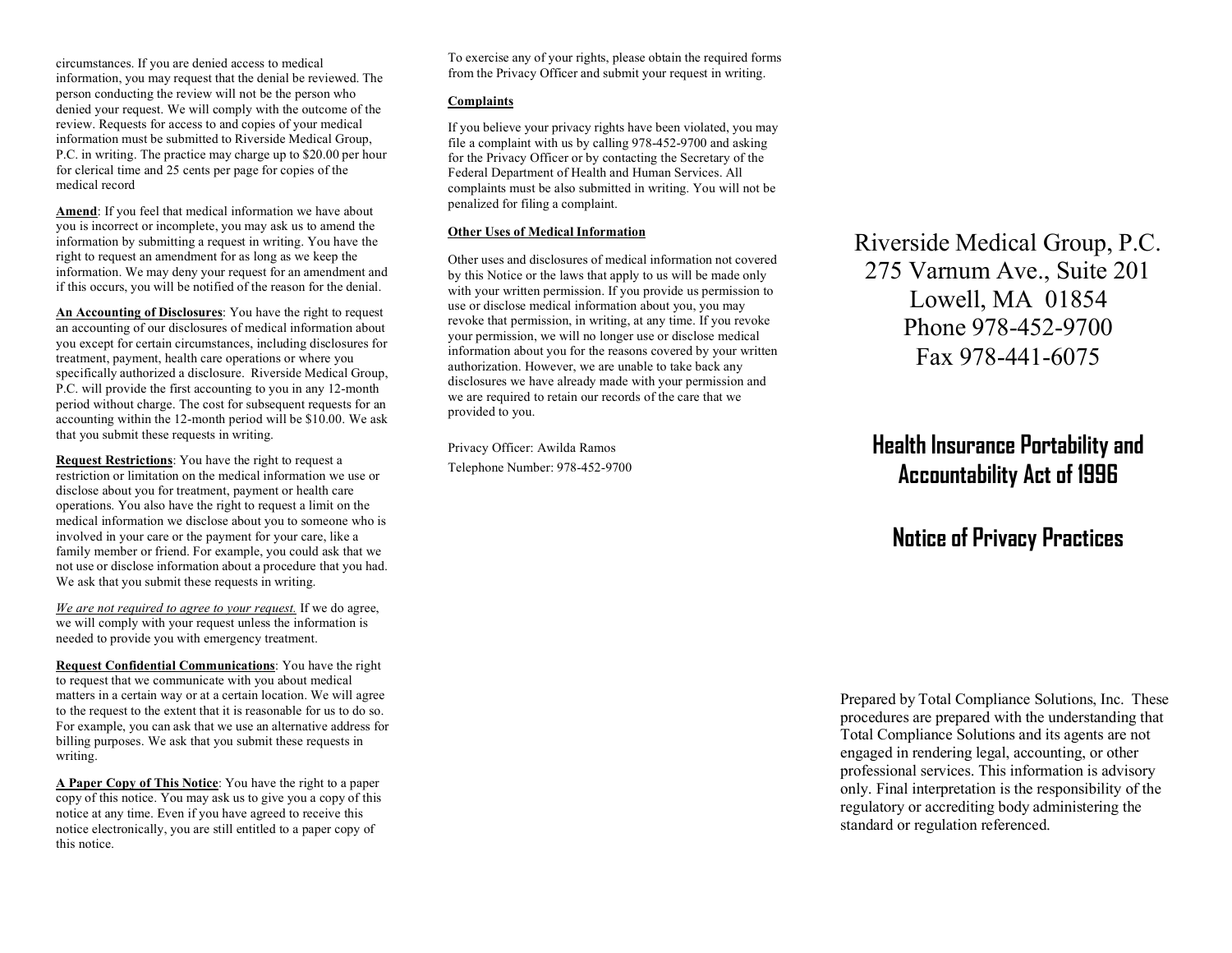circumstances. If you are denied access to medical information, you may request that the denial be reviewed. The person conducting the review will not be the person who denied your request. We will comply with the outcome of the review. Requests for access to and copies of your medical information must be submitted to Riverside Medical Group, P.C. in writing. The practice may charge up to $20.00 per hour for clerical time and 25 cents per page for copies of the medical record

**Amend**: If you feel that medical information we have about you is incorrect or incomplete, you may ask us to amend the information by submitting a request in writing. You have the right to request an amendment for as long as we keep the information. We may deny your request for an amendment and if this occurs, you will be notified of the reason for the denial.

**An Accounting of Disclosures**: You have the right to request an accounting of our disclosures of medical information about you except for certain circumstances, including disclosures for treatment, payment, health care operations or where you specifically authorized a disclosure. Riverside Medical Group, P.C. will provide the first accounting to you in any 12-month period without charge. The cost for subsequent requests for an accounting within the 12-month period will be $10.00. We ask that you submit these requests in writing.

**Request Restrictions**: You have the right to request a restriction or limitation on the medical information we use or disclose about you for treatment, payment or health care operations. You also have the right to request a limit on the medical information we disclose about you to someone who is involved in your care or the payment for your care, like a family member or friend. For example, you could ask that we not use or disclose information about a procedure that you had. We ask that you submit these requests in writing.

*We are not required to agree to your request.* If we do agree, we will comply with your request unless the information is needed to provide you with emergency treatment.

**Request Confidential Communications**: You have the right to request that we communicate with you about medical matters in a certain way or at a certain location. We will agree to the request to the extent that it is reasonable for us to do so. For example, you can ask that we use an alternative address for billing purposes. We ask that you submit these requests in writing.

**A Paper Copy of This Notice**: You have the right to a paper copy of this notice. You may ask us to give you a copy of this notice at any time. Even if you have agreed to receive this notice electronically, you are still entitled to a paper copy of this notice.

To exercise any of your rights, please obtain the required forms from the Privacy Officer and submit your request in writing.

**Complaints**

If you believe your privacy rights have been violated, you may file a complaint with us by calling 978-452-9700 and asking for the Privacy Officer or by contacting the Secretary of the Federal Department of Health and Human Services. All complaints must be also submitted in writing. You will not be penalized for filing a complaint.

**Other Uses of Medical Information**

Other uses and disclosures of medical information not covered by this Notice or the laws that apply to us will be made only with your written permission. If you provide us permission to use or disclose medical information about you, you may revoke that permission, in writing, at any time. If you revoke your permission, we will no longer use or disclose medical information about you for the reasons covered by your written authorization. However, we are unable to take back any disclosures we have already made with your permission and we are required to retain our records of the care that we provided to you.

Privacy Officer: Awilda Ramos

Telephone Number: 978-452-9700

Riverside Medical Group, P.C.
275 Varnum Ave., Suite 201
Lowell, MA 01854
Phone 978-452-9700
Fax 978-441-6075

# Health Insurance Portability and Accountability Act of 1996

# Notice of Privacy Practices

Prepared by Total Compliance Solutions, Inc. These procedures are prepared with the understanding that Total Compliance Solutions and its agents are not engaged in rendering legal, accounting, or other professional services. This information is advisory only. Final interpretation is the responsibility of the regulatory or accrediting body administering the standard or regulation referenced.